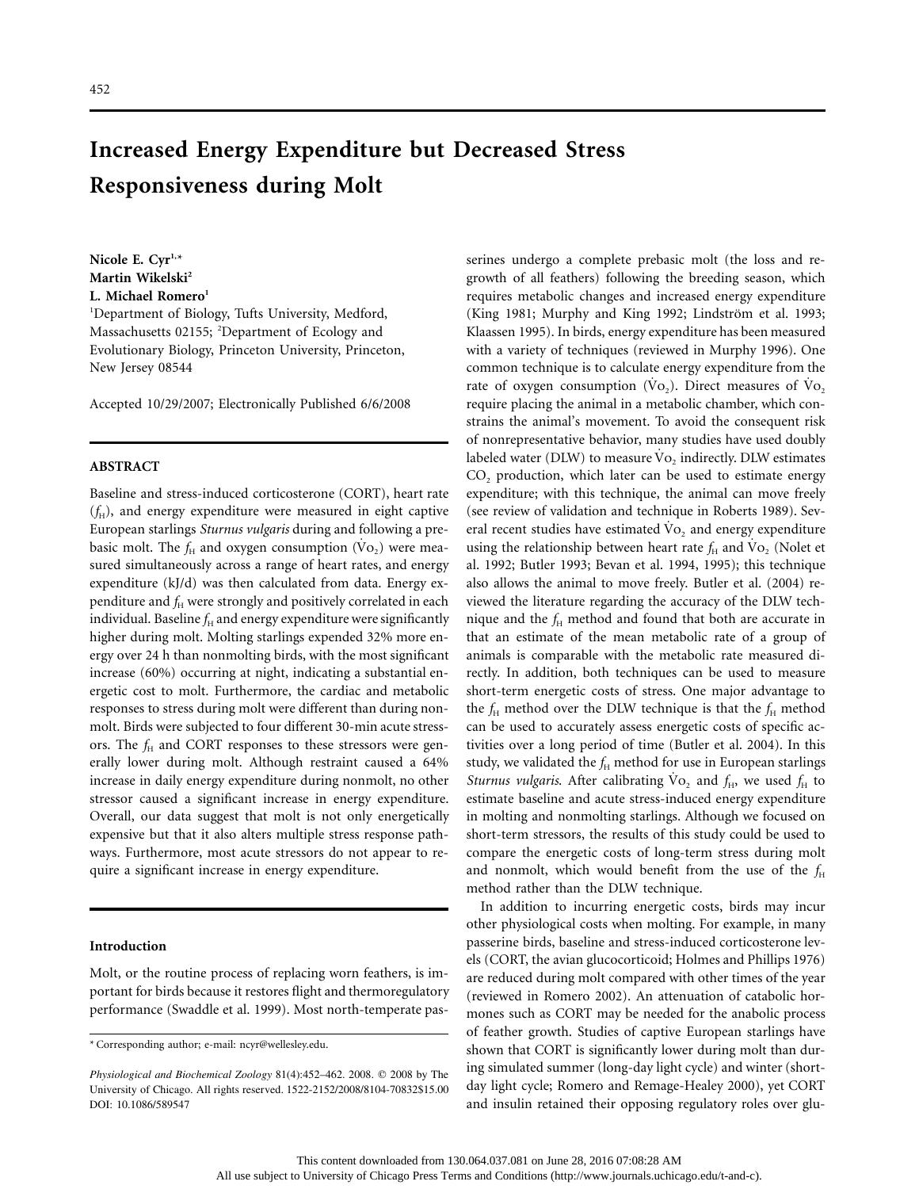# Increased Energy Expenditure but Decreased Stress Responsiveness during Molt

**Nicole E. Cyr[1,*]**
**Martin Wikelski[2]**
**L. Michael Romero[1]**

[1]Department of Biology, Tufts University, Medford, Massachusetts 02155; [2]Department of Ecology and Evolutionary Biology, Princeton University, Princeton, New Jersey 08544

Accepted 10/29/2007; Electronically Published 6/6/2008

## ABSTRACT

Baseline and stress-induced corticosterone (CORT), heart rate ($f_H$), and energy expenditure were measured in eight captive European starlings *Sturnus vulgaris* during and following a prebasic molt. The $f_H$ and oxygen consumption ($\dot{V}O_2$) were measured simultaneously across a range of heart rates, and energy expenditure (kJ/d) was then calculated from data. Energy expenditure and $f_H$ were strongly and positively correlated in each individual. Baseline $f_H$ and energy expenditure were significantly higher during molt. Molting starlings expended 32% more energy over 24 h than nonmolting birds, with the most significant increase (60%) occurring at night, indicating a substantial energetic cost to molt. Furthermore, the cardiac and metabolic responses to stress during molt were different than during nonmolt. Birds were subjected to four different 30-min acute stressors. The $f_H$ and CORT responses to these stressors were generally lower during molt. Although restraint caused a 64% increase in daily energy expenditure during nonmolt, no other stressor caused a significant increase in energy expenditure. Overall, our data suggest that molt is not only energetically expensive but that it also alters multiple stress response pathways. Furthermore, most acute stressors do not appear to require a significant increase in energy expenditure.

## Introduction

Molt, or the routine process of replacing worn feathers, is important for birds because it restores flight and thermoregulatory performance (Swaddle et al. 1999). Most north-temperate passerines undergo a complete prebasic molt (the loss and regrowth of all feathers) following the breeding season, which requires metabolic changes and increased energy expenditure (King 1981; Murphy and King 1992; Lindström et al. 1993; Klaassen 1995). In birds, energy expenditure has been measured with a variety of techniques (reviewed in Murphy 1996). One common technique is to calculate energy expenditure from the rate of oxygen consumption ($\dot{V}O_2$). Direct measures of $\dot{V}O_2$ require placing the animal in a metabolic chamber, which constrains the animal's movement. To avoid the consequent risk of nonrepresentative behavior, many studies have used doubly labeled water (DLW) to measure $\dot{V}O_2$ indirectly. DLW estimates $CO_2$ production, which later can be used to estimate energy expenditure; with this technique, the animal can move freely (see review of validation and technique in Roberts 1989). Several recent studies have estimated $\dot{V}O_2$ and energy expenditure using the relationship between heart rate $f_H$ and $\dot{V}O_2$ (Nolet et al. 1992; Butler 1993; Bevan et al. 1994, 1995); this technique also allows the animal to move freely. Butler et al. (2004) reviewed the literature regarding the accuracy of the DLW technique and the $f_H$ method and found that both are accurate in that an estimate of the mean metabolic rate of a group of animals is comparable with the metabolic rate measured directly. In addition, both techniques can be used to measure short-term energetic costs of stress. One major advantage to the $f_H$ method over the DLW technique is that the $f_H$ method can be used to accurately assess energetic costs of specific activities over a long period of time (Butler et al. 2004). In this study, we validated the $f_H$ method for use in European starlings *Sturnus vulgaris*. After calibrating $\dot{V}O_2$ and $f_H$, we used $f_H$ to estimate baseline and acute stress-induced energy expenditure in molting and nonmolting starlings. Although we focused on short-term stressors, the results of this study could be used to compare the energetic costs of long-term stress during molt and nonmolt, which would benefit from the use of the $f_H$ method rather than the DLW technique.

In addition to incurring energetic costs, birds may incur other physiological costs when molting. For example, in many passerine birds, baseline and stress-induced corticosterone levels (CORT, the avian glucocorticoid; Holmes and Phillips 1976) are reduced during molt compared with other times of the year (reviewed in Romero 2002). An attenuation of catabolic hormones such as CORT may be needed for the anabolic process of feather growth. Studies of captive European starlings have shown that CORT is significantly lower during molt than during simulated summer (long-day light cycle) and winter (short-day light cycle; Romero and Remage-Healey 2000), yet CORT and insulin retained their opposing regulatory roles over glu-

* Corresponding author; e-mail: ncyr@wellesley.edu.

*Physiological and Biochemical Zoology* 81(4):452–462. 2008. © 2008 by The University of Chicago. All rights reserved. 1522-2152/2008/8104-70832$15.00 DOI: 10.1086/589547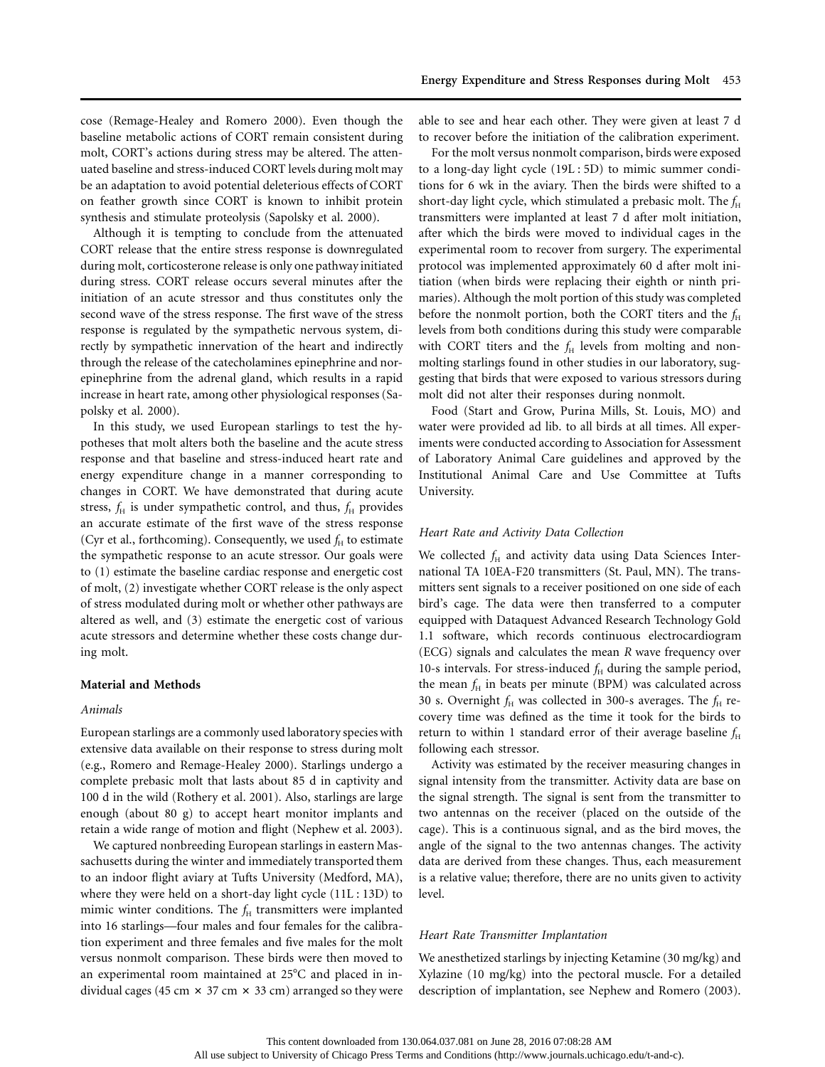cose (Remage-Healey and Romero 2000). Even though the baseline metabolic actions of CORT remain consistent during molt, CORT's actions during stress may be altered. The attenuated baseline and stress-induced CORT levels during molt may be an adaptation to avoid potential deleterious effects of CORT on feather growth since CORT is known to inhibit protein synthesis and stimulate proteolysis (Sapolsky et al. 2000).

Although it is tempting to conclude from the attenuated CORT release that the entire stress response is downregulated during molt, corticosterone release is only one pathway initiated during stress. CORT release occurs several minutes after the initiation of an acute stressor and thus constitutes only the second wave of the stress response. The first wave of the stress response is regulated by the sympathetic nervous system, directly by sympathetic innervation of the heart and indirectly through the release of the catecholamines epinephrine and norepinephrine from the adrenal gland, which results in a rapid increase in heart rate, among other physiological responses (Sapolsky et al. 2000).

In this study, we used European starlings to test the hypotheses that molt alters both the baseline and the acute stress response and that baseline and stress-induced heart rate and energy expenditure change in a manner corresponding to changes in CORT. We have demonstrated that during acute stress, $f_H$ is under sympathetic control, and thus, $f_H$ provides an accurate estimate of the first wave of the stress response (Cyr et al., forthcoming). Consequently, we used $f_H$ to estimate the sympathetic response to an acute stressor. Our goals were to (1) estimate the baseline cardiac response and energetic cost of molt, (2) investigate whether CORT release is the only aspect of stress modulated during molt or whether other pathways are altered as well, and (3) estimate the energetic cost of various acute stressors and determine whether these costs change during molt.

## Material and Methods

### Animals

European starlings are a commonly used laboratory species with extensive data available on their response to stress during molt (e.g., Romero and Remage-Healey 2000). Starlings undergo a complete prebasic molt that lasts about 85 d in captivity and 100 d in the wild (Rothery et al. 2001). Also, starlings are large enough (about 80 g) to accept heart monitor implants and retain a wide range of motion and flight (Nephew et al. 2003).

We captured nonbreeding European starlings in eastern Massachusetts during the winter and immediately transported them to an indoor flight aviary at Tufts University (Medford, MA), where they were held on a short-day light cycle (11L : 13D) to mimic winter conditions. The $f_H$ transmitters were implanted into 16 starlings—four males and four females for the calibration experiment and three females and five males for the molt versus nonmolt comparison. These birds were then moved to an experimental room maintained at 25°C and placed in individual cages (45 cm × 37 cm × 33 cm) arranged so they were able to see and hear each other. They were given at least 7 d to recover before the initiation of the calibration experiment.

For the molt versus nonmolt comparison, birds were exposed to a long-day light cycle (19L : 5D) to mimic summer conditions for 6 wk in the aviary. Then the birds were shifted to a short-day light cycle, which stimulated a prebasic molt. The $f_H$ transmitters were implanted at least 7 d after molt initiation, after which the birds were moved to individual cages in the experimental room to recover from surgery. The experimental protocol was implemented approximately 60 d after molt initiation (when birds were replacing their eighth or ninth primaries). Although the molt portion of this study was completed before the nonmolt portion, both the CORT titers and the $f_H$ levels from both conditions during this study were comparable with CORT titers and the $f_H$ levels from molting and nonmolting starlings found in other studies in our laboratory, suggesting that birds that were exposed to various stressors during molt did not alter their responses during nonmolt.

Food (Start and Grow, Purina Mills, St. Louis, MO) and water were provided ad lib. to all birds at all times. All experiments were conducted according to Association for Assessment of Laboratory Animal Care guidelines and approved by the Institutional Animal Care and Use Committee at Tufts University.

### Heart Rate and Activity Data Collection

We collected $f_H$ and activity data using Data Sciences International TA 10EA-F20 transmitters (St. Paul, MN). The transmitters sent signals to a receiver positioned on one side of each bird's cage. The data were then transferred to a computer equipped with Dataquest Advanced Research Technology Gold 1.1 software, which records continuous electrocardiogram (ECG) signals and calculates the mean *R* wave frequency over 10-s intervals. For stress-induced $f_H$ during the sample period, the mean $f_H$ in beats per minute (BPM) was calculated across 30 s. Overnight $f_H$ was collected in 300-s averages. The $f_H$ recovery time was defined as the time it took for the birds to return to within 1 standard error of their average baseline $f_H$ following each stressor.

Activity was estimated by the receiver measuring changes in signal intensity from the transmitter. Activity data are base on the signal strength. The signal is sent from the transmitter to two antennas on the receiver (placed on the outside of the cage). This is a continuous signal, and as the bird moves, the angle of the signal to the two antennas changes. The activity data are derived from these changes. Thus, each measurement is a relative value; therefore, there are no units given to activity level.

### Heart Rate Transmitter Implantation

We anesthetized starlings by injecting Ketamine (30 mg/kg) and Xylazine (10 mg/kg) into the pectoral muscle. For a detailed description of implantation, see Nephew and Romero (2003).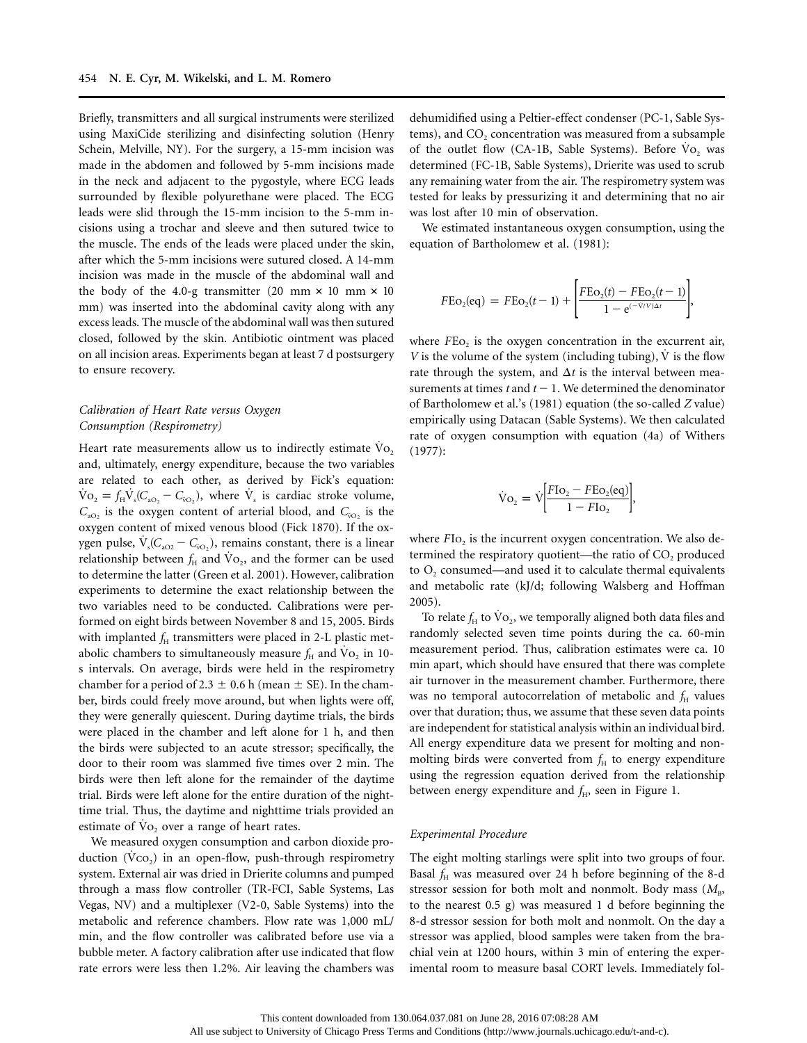Briefly, transmitters and all surgical instruments were sterilized using MaxiCide sterilizing and disinfecting solution (Henry Schein, Melville, NY). For the surgery, a 15-mm incision was made in the abdomen and followed by 5-mm incisions made in the neck and adjacent to the pygostyle, where ECG leads surrounded by flexible polyurethane were placed. The ECG leads were slid through the 15-mm incision to the 5-mm incisions using a trochar and sleeve and then sutured twice to the muscle. The ends of the leads were placed under the skin, after which the 5-mm incisions were sutured closed. A 14-mm incision was made in the muscle of the abdominal wall and the body of the 4.0-g transmitter (20 mm × 10 mm × 10 mm) was inserted into the abdominal cavity along with any excess leads. The muscle of the abdominal wall was then sutured closed, followed by the skin. Antibiotic ointment was placed on all incision areas. Experiments began at least 7 d postsurgery to ensure recovery.

### *Calibration of Heart Rate versus Oxygen Consumption (Respirometry)*

Heart rate measurements allow us to indirectly estimate $\dot{V}O_2$ and, ultimately, energy expenditure, because the two variables are related to each other, as derived by Fick's equation: $\dot{V}O_2 = f_H \dot{V}_s (C_{aO_2} - C_{\bar{v}O_2})$, where $\dot{V}_s$ is cardiac stroke volume, $C_{aO_2}$ is the oxygen content of arterial blood, and $C_{\bar{v}O_2}$ is the oxygen content of mixed venous blood (Fick 1870). If the oxygen pulse, $\dot{V}_s (C_{aO2} - C_{\bar{v}O_2})$, remains constant, there is a linear relationship between $f_H$ and $\dot{V}O_2$, and the former can be used to determine the latter (Green et al. 2001). However, calibration experiments to determine the exact relationship between the two variables need to be conducted. Calibrations were performed on eight birds between November 8 and 15, 2005. Birds with implanted $f_H$ transmitters were placed in 2-L plastic metabolic chambers to simultaneously measure $f_H$ and $\dot{V}O_2$ in 10-s intervals. On average, birds were held in the respirometry chamber for a period of 2.3 ± 0.6 h (mean ± SE). In the chamber, birds could freely move around, but when lights were off, they were generally quiescent. During daytime trials, the birds were placed in the chamber and left alone for 1 h, and then the birds were subjected to an acute stressor; specifically, the door to their room was slammed five times over 2 min. The birds were then left alone for the remainder of the daytime trial. Birds were left alone for the entire duration of the nighttime trial. Thus, the daytime and nighttime trials provided an estimate of $\dot{V}O_2$ over a range of heart rates.

We measured oxygen consumption and carbon dioxide production ($\dot{V}CO_2$) in an open-flow, push-through respirometry system. External air was dried in Drierite columns and pumped through a mass flow controller (TR-FCI, Sable Systems, Las Vegas, NV) and a multiplexer (V2-0, Sable Systems) into the metabolic and reference chambers. Flow rate was 1,000 mL/min, and the flow controller was calibrated before use via a bubble meter. A factory calibration after use indicated that flow rate errors were less then 1.2%. Air leaving the chambers was dehumidified using a Peltier-effect condenser (PC-1, Sable Systems), and $CO_2$ concentration was measured from a subsample of the outlet flow (CA-1B, Sable Systems). Before $\dot{V}O_2$ was determined (FC-1B, Sable Systems), Drierite was used to scrub any remaining water from the air. The respirometry system was tested for leaks by pressurizing it and determining that no air was lost after 10 min of observation.

We estimated instantaneous oxygen consumption, using the equation of Bartholomew et al. (1981):

$$FEO_2(\text{eq}) = FEO_2(t-1) + \left[\frac{FEO_2(t) - FEO_2(t-1)}{1 - e^{(-\dot{V}/V)\Delta t}}\right],$$

where $FEO_2$ is the oxygen concentration in the excurrent air, $V$ is the volume of the system (including tubing), $\dot{V}$ is the flow rate through the system, and $\Delta t$ is the interval between measurements at times $t$ and $t - 1$. We determined the denominator of Bartholomew et al.'s (1981) equation (the so-called $Z$ value) empirically using Datacan (Sable Systems). We then calculated rate of oxygen consumption with equation (4a) of Withers (1977):

$$\dot{V}O_2 = \dot{V}\left[\frac{FIO_2 - FEO_2(\text{eq})}{1 - FIO_2}\right],$$

where $FIO_2$ is the incurrent oxygen concentration. We also determined the respiratory quotient—the ratio of $CO_2$ produced to $O_2$ consumed—and used it to calculate thermal equivalents and metabolic rate (kJ/d; following Walsberg and Hoffman 2005).

To relate $f_H$ to $\dot{V}O_2$, we temporally aligned both data files and randomly selected seven time points during the ca. 60-min measurement period. Thus, calibration estimates were ca. 10 min apart, which should have ensured that there was complete air turnover in the measurement chamber. Furthermore, there was no temporal autocorrelation of metabolic and $f_H$ values over that duration; thus, we assume that these seven data points are independent for statistical analysis within an individual bird. All energy expenditure data we present for molting and nonmolting birds were converted from $f_H$ to energy expenditure using the regression equation derived from the relationship between energy expenditure and $f_H$, seen in Figure 1.

### *Experimental Procedure*

The eight molting starlings were split into two groups of four. Basal $f_H$ was measured over 24 h before beginning of the 8-d stressor session for both molt and nonmolt. Body mass ($M_B$, to the nearest 0.5 g) was measured 1 d before beginning the 8-d stressor session for both molt and nonmolt. On the day a stressor was applied, blood samples were taken from the brachial vein at 1200 hours, within 3 min of entering the experimental room to measure basal CORT levels. Immediately fol-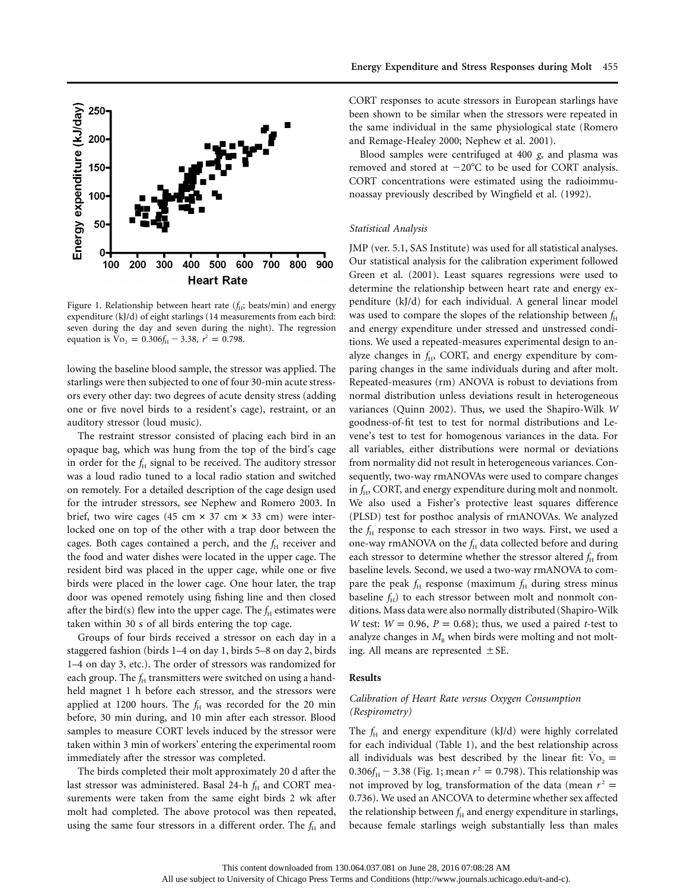Energy expenditure (kJ/day)

250
200
150
100
50
0

100 200 300 400 500 600 700 800 900

Heart Rate

Figure 1. Relationship between heart rate ($f_H$; beats/min) and energy expenditure (kJ/d) of eight starlings (14 measurements from each bird: seven during the day and seven during the night). The regression equation is $\dot{V}O_2 = 0.306 f_H - 3.38$, $r^2 = 0.798$.

lowing the baseline blood sample, the stressor was applied. The starlings were then subjected to one of four 30-min acute stressors every other day: two degrees of acute density stress (adding one or five novel birds to a resident's cage), restraint, or an auditory stressor (loud music).

The restraint stressor consisted of placing each bird in an opaque bag, which was hung from the top of the bird's cage in order for the $f_H$ signal to be received. The auditory stressor was a loud radio tuned to a local radio station and switched on remotely. For a detailed description of the cage design used for the intruder stressors, see Nephew and Romero 2003. In brief, two wire cages (45 cm × 37 cm × 33 cm) were interlocked one on top of the other with a trap door between the cages. Both cages contained a perch, and the $f_H$ receiver and the food and water dishes were located in the upper cage. The resident bird was placed in the upper cage, while one or five birds were placed in the lower cage. One hour later, the trap door was opened remotely using fishing line and then closed after the bird(s) flew into the upper cage. The $f_H$ estimates were taken within 30 s of all birds entering the top cage.

Groups of four birds received a stressor on each day in a staggered fashion (birds 1–4 on day 1, birds 5–8 on day 2, birds 1–4 on day 3, etc.). The order of stressors was randomized for each group. The $f_H$ transmitters were switched on using a handheld magnet 1 h before each stressor, and the stressors were applied at 1200 hours. The $f_H$ was recorded for the 20 min before, 30 min during, and 10 min after each stressor. Blood samples to measure CORT levels induced by the stressor were taken within 3 min of workers' entering the experimental room immediately after the stressor was completed.

The birds completed their molt approximately 20 d after the last stressor was administered. Basal 24-h $f_H$ and CORT measurements were taken from the same eight birds 2 wk after molt had completed. The above protocol was then repeated, using the same four stressors in a different order. The $f_H$ and CORT responses to acute stressors in European starlings have been shown to be similar when the stressors were repeated in the same individual in the same physiological state (Romero and Remage-Healey 2000; Nephew et al. 2001).

Blood samples were centrifuged at 400 *g*, and plasma was removed and stored at −20°C to be used for CORT analysis. CORT concentrations were estimated using the radioimmunoassay previously described by Wingfield et al. (1992).

### *Statistical Analysis*

JMP (ver. 5.1, SAS Institute) was used for all statistical analyses. Our statistical analysis for the calibration experiment followed Green et al. (2001). Least squares regressions were used to determine the relationship between heart rate and energy expenditure (kJ/d) for each individual. A general linear model was used to compare the slopes of the relationship between $f_H$ and energy expenditure under stressed and unstressed conditions. We used a repeated-measures experimental design to analyze changes in $f_H$, CORT, and energy expenditure by comparing changes in the same individuals during and after molt. Repeated-measures (rm) ANOVA is robust to deviations from normal distribution unless deviations result in heterogeneous variances (Quinn 2002). Thus, we used the Shapiro-Wilk *W* goodness-of-fit test to test for normal distributions and Levene's test to test for homogenous variances in the data. For all variables, either distributions were normal or deviations from normality did not result in heterogeneous variances. Consequently, two-way rmANOVAs were used to compare changes in $f_H$, CORT, and energy expenditure during molt and nonmolt. We also used a Fisher's protective least squares difference (PLSD) test for posthoc analysis of rmANOVAs. We analyzed the $f_H$ response to each stressor in two ways. First, we used a one-way rmANOVA on the $f_H$ data collected before and during each stressor to determine whether the stressor altered $f_H$ from baseline levels. Second, we used a two-way rmANOVA to compare the peak $f_H$ response (maximum $f_H$ during stress minus baseline $f_H$) to each stressor between molt and nonmolt conditions. Mass data were also normally distributed (Shapiro-Wilk *W* test: $W = 0.96$, $P = 0.68$); thus, we used a paired *t*-test to analyze changes in $M_B$ when birds were molting and not molting. All means are represented ±SE.

## Results

### *Calibration of Heart Rate versus Oxygen Consumption (Respirometry)*

The $f_H$ and energy expenditure (kJ/d) were highly correlated for each individual (Table 1), and the best relationship across all individuals was best described by the linear fit: $\dot{V}O_2 = 0.306 f_H - 3.38$ (Fig. 1; mean $r^2 = 0.798$). This relationship was not improved by $\log_e$ transformation of the data (mean $r^2 = 0.736$). We used an ANCOVA to determine whether sex affected the relationship between $f_H$ and energy expenditure in starlings, because female starlings weigh substantially less than males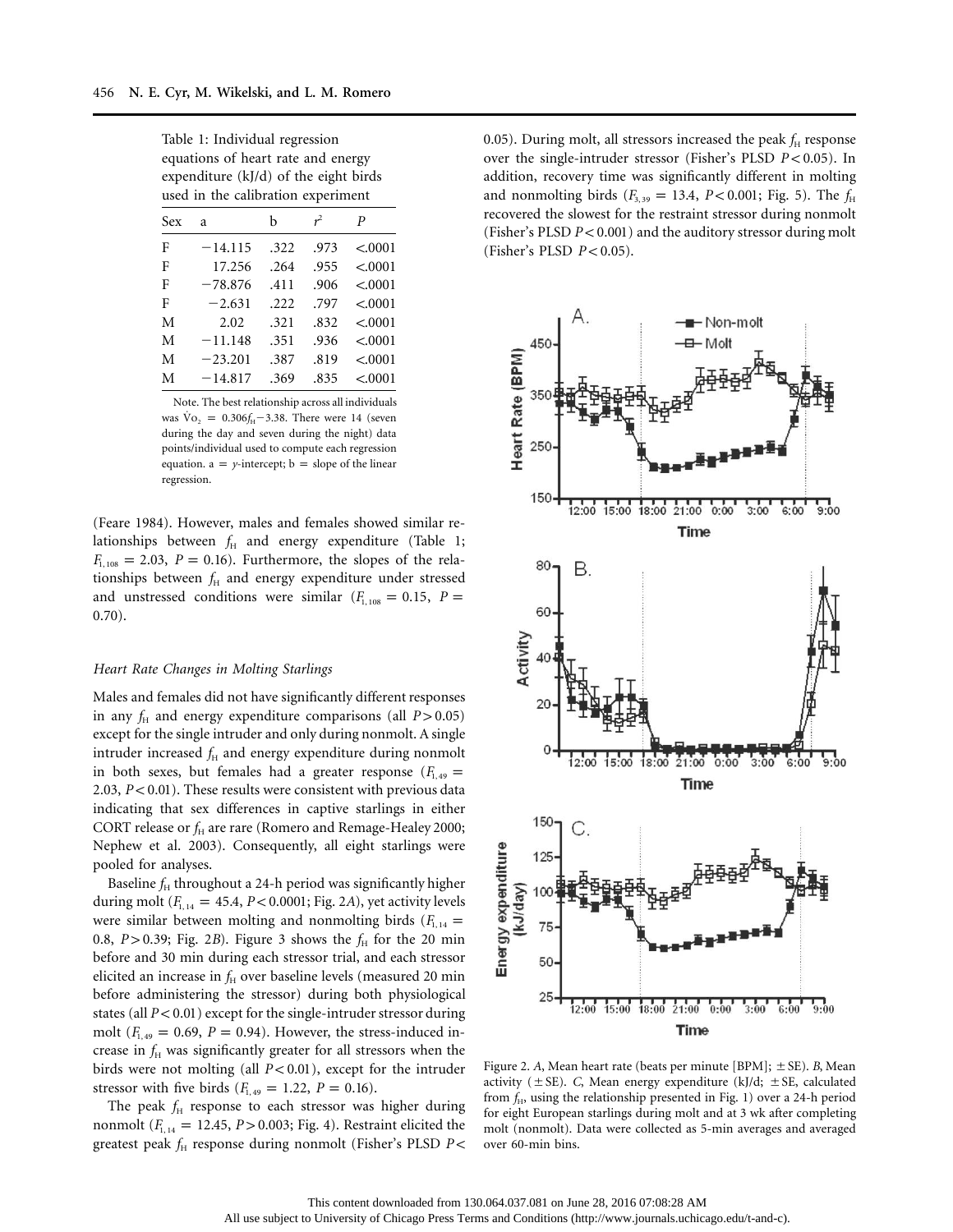Table 1: Individual regression equations of heart rate and energy expenditure (kJ/d) of the eight birds used in the calibration experiment

| Sex | a | b | $r^2$ | $P$ |
|---|---|---|---|---|
| F | −14.115 | .322 | .973 | <.0001 |
| F | 17.256 | .264 | .955 | <.0001 |
| F | −78.876 | .411 | .906 | <.0001 |
| F | −2.631 | .222 | .797 | <.0001 |
| M | 2.02 | .321 | .832 | <.0001 |
| M | −11.148 | .351 | .936 | <.0001 |
| M | −23.201 | .387 | .819 | <.0001 |
| M | −14.817 | .369 | .835 | <.0001 |

Note. The best relationship across all individuals was $\dot{V}O_2 = 0.306 f_H - 3.38$. There were 14 (seven during the day and seven during the night) data points/individual used to compute each regression equation. a = y-intercept; b = slope of the linear regression.

(Feare 1984). However, males and females showed similar relationships between $f_H$ and energy expenditure (Table 1; $F_{1,108} = 2.03$, $P = 0.16$). Furthermore, the slopes of the relationships between $f_H$ and energy expenditure under stressed and unstressed conditions were similar ($F_{1,108} = 0.15$, $P = 0.70$).

### *Heart Rate Changes in Molting Starlings*

Males and females did not have significantly different responses in any $f_H$ and energy expenditure comparisons (all $P > 0.05$) except for the single intruder and only during nonmolt. A single intruder increased $f_H$ and energy expenditure during nonmolt in both sexes, but females had a greater response ($F_{1,49} = 2.03$, $P < 0.01$). These results were consistent with previous data indicating that sex differences in captive starlings in either CORT release or $f_H$ are rare (Romero and Remage-Healey 2000; Nephew et al. 2003). Consequently, all eight starlings were pooled for analyses.

Baseline $f_H$ throughout a 24-h period was significantly higher during molt ($F_{1,14} = 45.4$, $P < 0.0001$; Fig. 2*A*), yet activity levels were similar between molting and nonmolting birds ($F_{1,14} = 0.8$, $P > 0.39$; Fig. 2*B*). Figure 3 shows the $f_H$ for the 20 min before and 30 min during each stressor trial, and each stressor elicited an increase in $f_H$ over baseline levels (measured 20 min before administering the stressor) during both physiological states (all $P < 0.01$) except for the single-intruder stressor during molt ($F_{1,49} = 0.69$, $P = 0.94$). However, the stress-induced increase in $f_H$ was significantly greater for all stressors when the birds were not molting (all $P < 0.01$), except for the intruder stressor with five birds ($F_{1,49} = 1.22$, $P = 0.16$).

The peak $f_H$ response to each stressor was higher during nonmolt ($F_{1,14} = 12.45$, $P > 0.003$; Fig. 4). Restraint elicited the greatest peak $f_H$ response during nonmolt (Fisher's PLSD $P < 0.05$). During molt, all stressors increased the peak $f_H$ response over the single-intruder stressor (Fisher's PLSD $P < 0.05$). In addition, recovery time was significantly different in molting and nonmolting birds ($F_{3,39} = 13.4$, $P < 0.001$; Fig. 5). The $f_H$ recovered the slowest for the restraint stressor during nonmolt (Fisher's PLSD $P < 0.001$) and the auditory stressor during molt (Fisher's PLSD $P < 0.05$).

A.
Non-molt
Molt
Heart Rate (BPM)
450
350
250
150
12:00 15:00 18:00 21:00 0:00 3:00 6:00 9:00
Time

B.
Activity
80
60
40
20
0
12:00 15:00 18:00 21:00 0:00 3:00 6:00 9:00
Time

C.
Energy expenditure (kJ/day)
150
125
100
75
50
25
12:00 15:00 18:00 21:00 0:00 3:00 6:00 9:00
Time

Figure 2. *A*, Mean heart rate (beats per minute [BPM]; ±SE). *B*, Mean activity (±SE). *C*, Mean energy expenditure (kJ/d; ±SE, calculated from $f_H$, using the relationship presented in Fig. 1) over a 24-h period for eight European starlings during molt and at 3 wk after completing molt (nonmolt). Data were collected as 5-min averages and averaged over 60-min bins.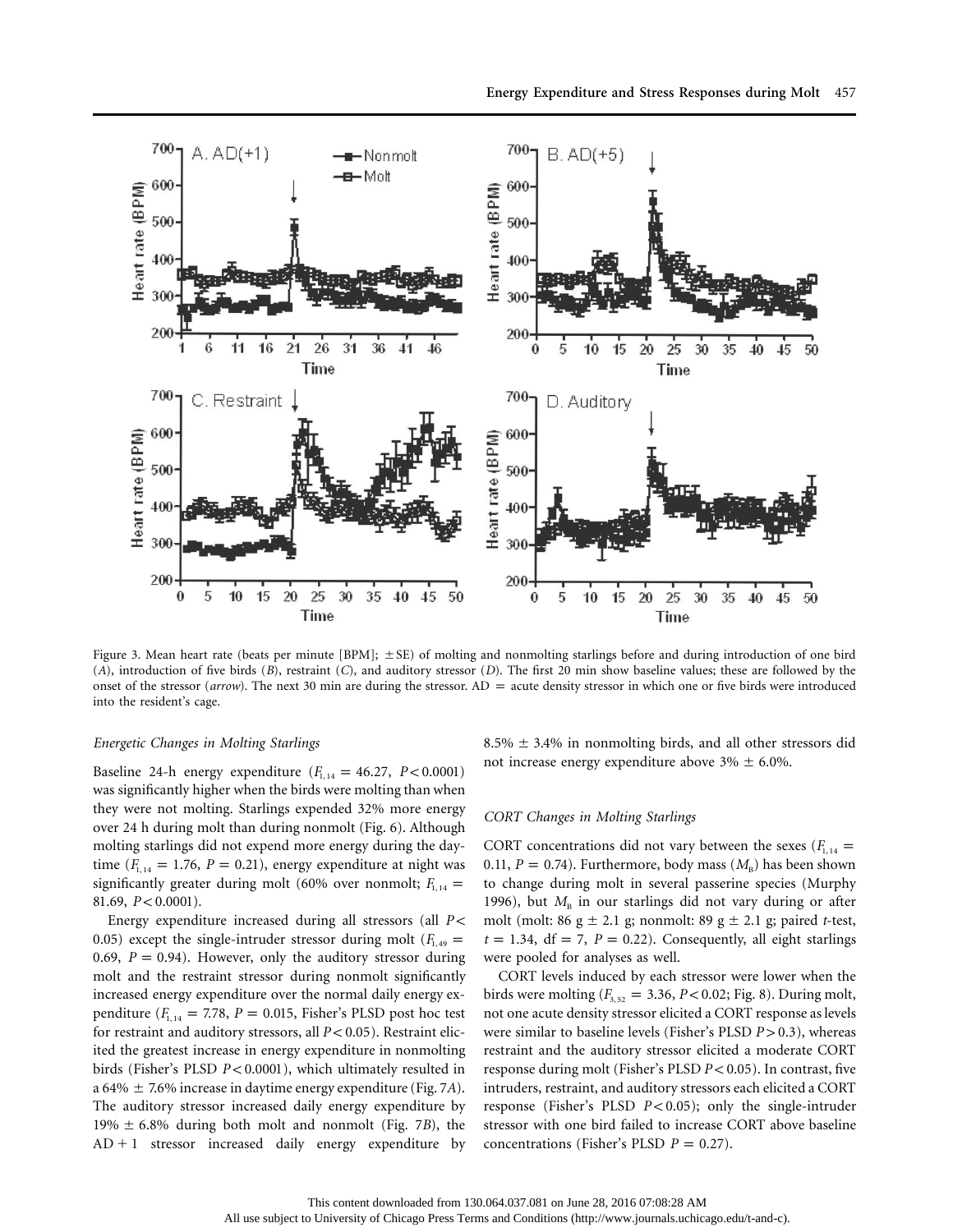A. AD(+1)

Nonmolt

Molt

B. AD(+5)

C. Restraint

D. Auditory

Heart rate (BPM)

Time

Figure 3. Mean heart rate (beats per minute [BPM]; ±SE) of molting and nonmolting starlings before and during introduction of one bird (*A*), introduction of five birds (*B*), restraint (*C*), and auditory stressor (*D*). The first 20 min show baseline values; these are followed by the onset of the stressor (*arrow*). The next 30 min are during the stressor. AD = acute density stressor in which one or five birds were introduced into the resident's cage.

### *Energetic Changes in Molting Starlings*

Baseline 24-h energy expenditure ($F_{1,14} = 46.27$, $P < 0.0001$) was significantly higher when the birds were molting than when they were not molting. Starlings expended 32% more energy over 24 h during molt than during nonmolt (Fig. 6). Although molting starlings did not expend more energy during the daytime ($F_{1,14} = 1.76$, $P = 0.21$), energy expenditure at night was significantly greater during molt (60% over nonmolt; $F_{1,14} = 81.69$, $P < 0.0001$).

Energy expenditure increased during all stressors (all $P < 0.05$) except the single-intruder stressor during molt ($F_{1,49} = 0.69$, $P = 0.94$). However, only the auditory stressor during molt and the restraint stressor during nonmolt significantly increased energy expenditure over the normal daily energy expenditure ($F_{1,14} = 7.78$, $P = 0.015$, Fisher's PLSD post hoc test for restraint and auditory stressors, all $P < 0.05$). Restraint elicited the greatest increase in energy expenditure in nonmolting birds (Fisher's PLSD $P < 0.0001$), which ultimately resulted in a 64% ± 7.6% increase in daytime energy expenditure (Fig. 7*A*). The auditory stressor increased daily energy expenditure by 19% ± 6.8% during both molt and nonmolt (Fig. 7*B*), the AD + 1 stressor increased daily energy expenditure by 8.5% ± 3.4% in nonmolting birds, and all other stressors did not increase energy expenditure above 3% ± 6.0%.

### *CORT Changes in Molting Starlings*

CORT concentrations did not vary between the sexes ($F_{1,14} = 0.11$, $P = 0.74$). Furthermore, body mass ($M_B$) has been shown to change during molt in several passerine species (Murphy 1996), but $M_B$ in our starlings did not vary during or after molt (molt: 86 g ± 2.1 g; nonmolt: 89 g ± 2.1 g; paired *t*-test, $t = 1.34$, df = 7, $P = 0.22$). Consequently, all eight starlings were pooled for analyses as well.

CORT levels induced by each stressor were lower when the birds were molting ($F_{3,52} = 3.36$, $P < 0.02$; Fig. 8). During molt, not one acute density stressor elicited a CORT response as levels were similar to baseline levels (Fisher's PLSD $P > 0.3$), whereas restraint and the auditory stressor elicited a moderate CORT response during molt (Fisher's PLSD $P < 0.05$). In contrast, five intruders, restraint, and auditory stressors each elicited a CORT response (Fisher's PLSD $P < 0.05$); only the single-intruder stressor with one bird failed to increase CORT above baseline concentrations (Fisher's PLSD $P = 0.27$).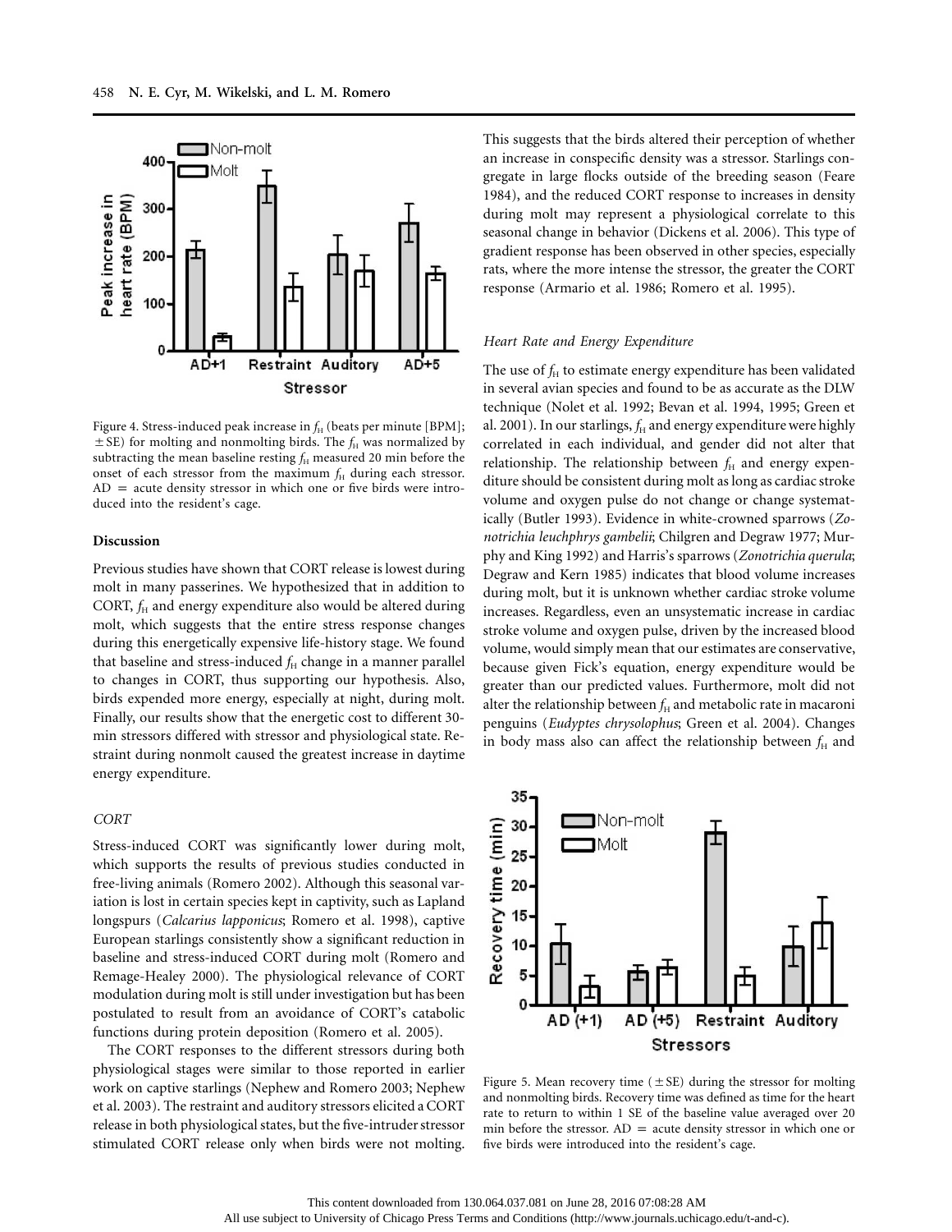Non-molt
Molt
400
300
200
100
0
Peak increase in heart rate (BPM)
AD+1
Restraint
Auditory
AD+5
Stressor

Figure 4. Stress-induced peak increase in $f_H$ (beats per minute [BPM]; ±SE) for molting and nonmolting birds. The $f_H$ was normalized by subtracting the mean baseline resting $f_H$ measured 20 min before the onset of each stressor from the maximum $f_H$ during each stressor. AD = acute density stressor in which one or five birds were introduced into the resident's cage.

## Discussion

Previous studies have shown that CORT release is lowest during molt in many passerines. We hypothesized that in addition to CORT, $f_H$ and energy expenditure also would be altered during molt, which suggests that the entire stress response changes during this energetically expensive life-history stage. We found that baseline and stress-induced $f_H$ change in a manner parallel to changes in CORT, thus supporting our hypothesis. Also, birds expended more energy, especially at night, during molt. Finally, our results show that the energetic cost to different 30-min stressors differed with stressor and physiological state. Restraint during nonmolt caused the greatest increase in daytime energy expenditure.

### *CORT*

Stress-induced CORT was significantly lower during molt, which supports the results of previous studies conducted in free-living animals (Romero 2002). Although this seasonal variation is lost in certain species kept in captivity, such as Lapland longspurs (*Calcarius lapponicus*; Romero et al. 1998), captive European starlings consistently show a significant reduction in baseline and stress-induced CORT during molt (Romero and Remage-Healey 2000). The physiological relevance of CORT modulation during molt is still under investigation but has been postulated to result from an avoidance of CORT's catabolic functions during protein deposition (Romero et al. 2005).

The CORT responses to the different stressors during both physiological stages were similar to those reported in earlier work on captive starlings (Nephew and Romero 2003; Nephew et al. 2003). The restraint and auditory stressors elicited a CORT release in both physiological states, but the five-intruder stressor stimulated CORT release only when birds were not molting. This suggests that the birds altered their perception of whether an increase in conspecific density was a stressor. Starlings congregate in large flocks outside of the breeding season (Feare 1984), and the reduced CORT response to increases in density during molt may represent a physiological correlate to this seasonal change in behavior (Dickens et al. 2006). This type of gradient response has been observed in other species, especially rats, where the more intense the stressor, the greater the CORT response (Armario et al. 1986; Romero et al. 1995).

### *Heart Rate and Energy Expenditure*

The use of $f_H$ to estimate energy expenditure has been validated in several avian species and found to be as accurate as the DLW technique (Nolet et al. 1992; Bevan et al. 1994, 1995; Green et al. 2001). In our starlings, $f_H$ and energy expenditure were highly correlated in each individual, and gender did not alter that relationship. The relationship between $f_H$ and energy expenditure should be consistent during molt as long as cardiac stroke volume and oxygen pulse do not change or change systematically (Butler 1993). Evidence in white-crowned sparrows (*Zonotrichia leuchphrys gambelii*; Chilgren and Degraw 1977; Murphy and King 1992) and Harris's sparrows (*Zonotrichia querula*; Degraw and Kern 1985) indicates that blood volume increases during molt, but it is unknown whether cardiac stroke volume increases. Regardless, even an unsystematic increase in cardiac stroke volume and oxygen pulse, driven by the increased blood volume, would simply mean that our estimates are conservative, because given Fick's equation, energy expenditure would be greater than our predicted values. Furthermore, molt did not alter the relationship between $f_H$ and metabolic rate in macaroni penguins (*Eudyptes chrysolophus*; Green et al. 2004). Changes in body mass also can affect the relationship between $f_H$ and

Non-molt
Molt
35
30
25
20
15
10
5
0
Recovery time (min)
AD (+1)
AD (+5)
Restraint
Auditory
Stressors

Figure 5. Mean recovery time (±SE) during the stressor for molting and nonmolting birds. Recovery time was defined as time for the heart rate to return to within 1 SE of the baseline value averaged over 20 min before the stressor. AD = acute density stressor in which one or five birds were introduced into the resident's cage.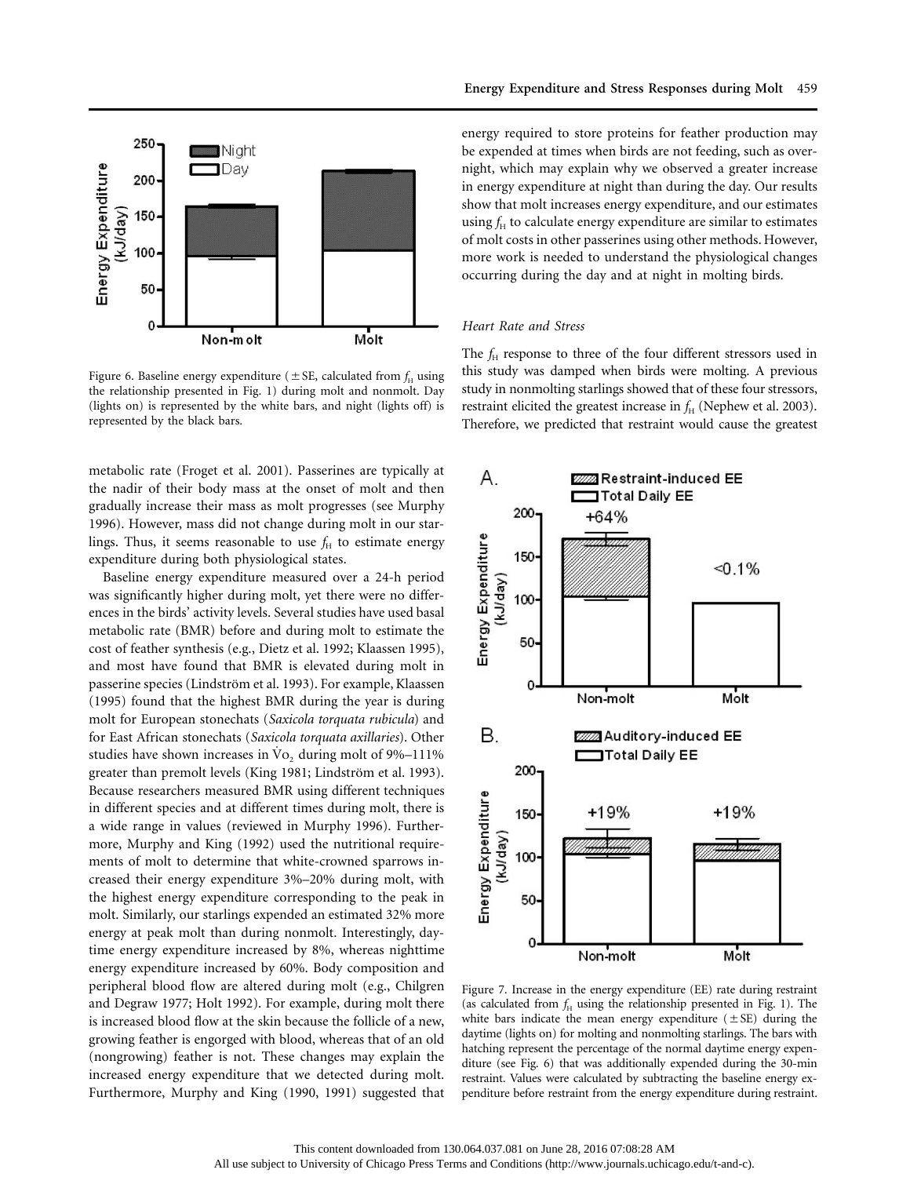Night

Day

Energy Expenditure (kJ/day)

250

200

150

100

50

0

Non-molt

Molt

Figure 6. Baseline energy expenditure (±SE, calculated from $f_H$ using the relationship presented in Fig. 1) during molt and nonmolt. Day (lights on) is represented by the white bars, and night (lights off) is represented by the black bars.

metabolic rate (Froget et al. 2001). Passerines are typically at the nadir of their body mass at the onset of molt and then gradually increase their mass as molt progresses (see Murphy 1996). However, mass did not change during molt in our starlings. Thus, it seems reasonable to use $f_H$ to estimate energy expenditure during both physiological states.

Baseline energy expenditure measured over a 24-h period was significantly higher during molt, yet there were no differences in the birds' activity levels. Several studies have used basal metabolic rate (BMR) before and during molt to estimate the cost of feather synthesis (e.g., Dietz et al. 1992; Klaassen 1995), and most have found that BMR is elevated during molt in passerine species (Lindström et al. 1993). For example, Klaassen (1995) found that the highest BMR during the year is during molt for European stonechats (*Saxicola torquata rubicula*) and for East African stonechats (*Saxicola torquata axillaries*). Other studies have shown increases in $\dot{V}O_2$ during molt of 9%–111% greater than premolt levels (King 1981; Lindström et al. 1993). Because researchers measured BMR using different techniques in different species and at different times during molt, there is a wide range in values (reviewed in Murphy 1996). Furthermore, Murphy and King (1992) used the nutritional requirements of molt to determine that white-crowned sparrows increased their energy expenditure 3%–20% during molt, with the highest energy expenditure corresponding to the peak in molt. Similarly, our starlings expended an estimated 32% more energy at peak molt than during nonmolt. Interestingly, daytime energy expenditure increased by 8%, whereas nighttime energy expenditure increased by 60%. Body composition and peripheral blood flow are altered during molt (e.g., Chilgren and Degraw 1977; Holt 1992). For example, during molt there is increased blood flow at the skin because the follicle of a new, growing feather is engorged with blood, whereas that of an old (nongrowing) feather is not. These changes may explain the increased energy expenditure that we detected during molt. Furthermore, Murphy and King (1990, 1991) suggested that energy required to store proteins for feather production may be expended at times when birds are not feeding, such as overnight, which may explain why we observed a greater increase in energy expenditure at night than during the day. Our results show that molt increases energy expenditure, and our estimates using $f_H$ to calculate energy expenditure are similar to estimates of molt costs in other passerines using other methods. However, more work is needed to understand the physiological changes occurring during the day and at night in molting birds.

### *Heart Rate and Stress*

The $f_H$ response to three of the four different stressors used in this study was damped when birds were molting. A previous study in nonmolting starlings showed that of these four stressors, restraint elicited the greatest increase in $f_H$ (Nephew et al. 2003). Therefore, we predicted that restraint would cause the greatest

A.

Restraint-induced EE

Total Daily EE

+64%

<0.1%

Energy Expenditure (kJ/day)

200

150

100

50

0

Non-molt

Molt

B.

Auditory-induced EE

Total Daily EE

+19%

+19%

Energy Expenditure (kJ/day)

200

150

100

50

0

Non-molt

Molt

Figure 7. Increase in the energy expenditure (EE) rate during restraint (as calculated from $f_H$ using the relationship presented in Fig. 1). The white bars indicate the mean energy expenditure (±SE) during the daytime (lights on) for molting and nonmolting starlings. The bars with hatching represent the percentage of the normal daytime energy expenditure (see Fig. 6) that was additionally expended during the 30-min restraint. Values were calculated by subtracting the baseline energy expenditure before restraint from the energy expenditure during restraint.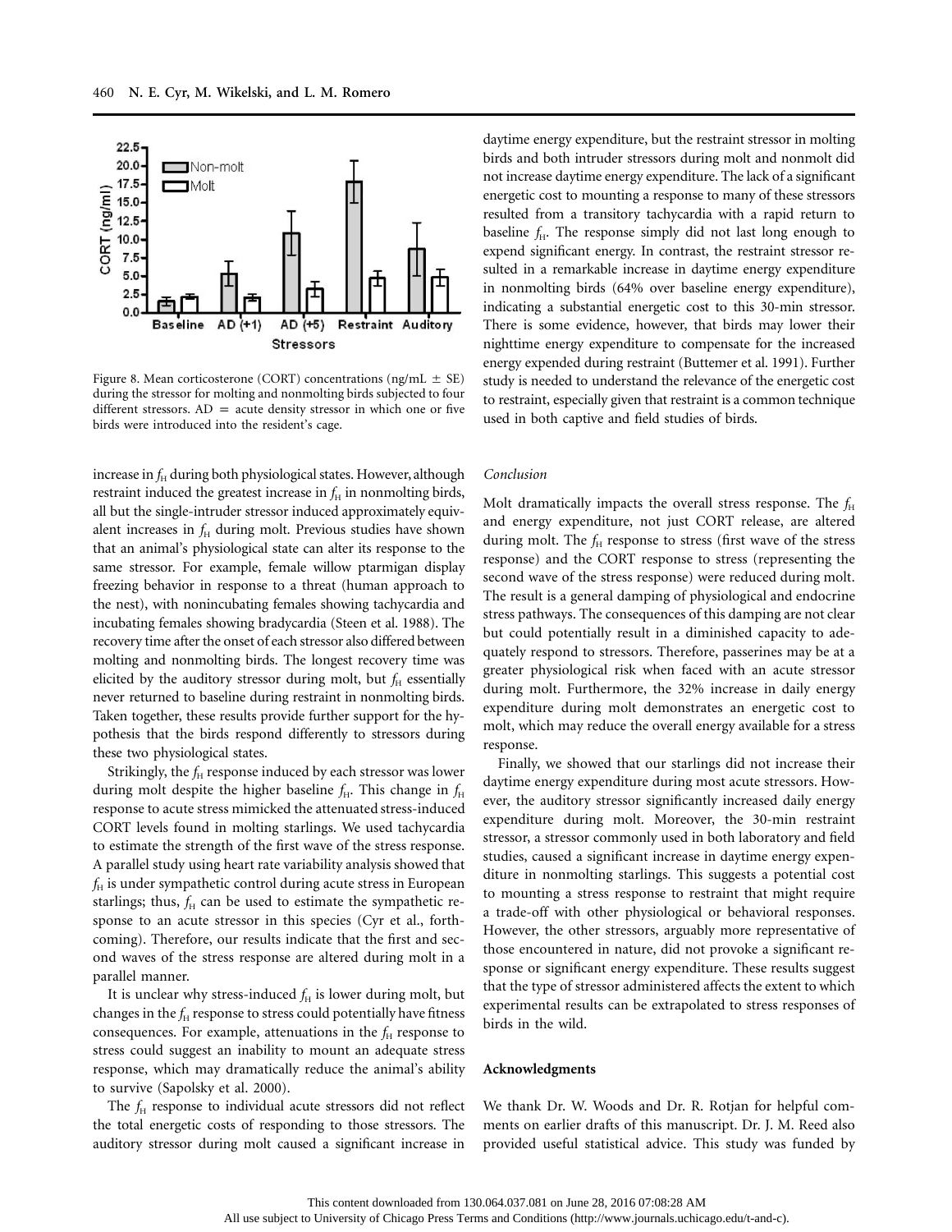Figure 8. Mean corticosterone (CORT) concentrations (ng/mL ± SE) during the stressor for molting and nonmolting birds subjected to four different stressors. AD = acute density stressor in which one or five birds were introduced into the resident's cage.

increase in $f_H$ during both physiological states. However, although restraint induced the greatest increase in $f_H$ in nonmolting birds, all but the single-intruder stressor induced approximately equivalent increases in $f_H$ during molt. Previous studies have shown that an animal's physiological state can alter its response to the same stressor. For example, female willow ptarmigan display freezing behavior in response to a threat (human approach to the nest), with nonincubating females showing tachycardia and incubating females showing bradycardia (Steen et al. 1988). The recovery time after the onset of each stressor also differed between molting and nonmolting birds. The longest recovery time was elicited by the auditory stressor during molt, but $f_H$ essentially never returned to baseline during restraint in nonmolting birds. Taken together, these results provide further support for the hypothesis that the birds respond differently to stressors during these two physiological states.

Strikingly, the $f_H$ response induced by each stressor was lower during molt despite the higher baseline $f_H$. This change in $f_H$ response to acute stress mimicked the attenuated stress-induced CORT levels found in molting starlings. We used tachycardia to estimate the strength of the first wave of the stress response. A parallel study using heart rate variability analysis showed that $f_H$ is under sympathetic control during acute stress in European starlings; thus, $f_H$ can be used to estimate the sympathetic response to an acute stressor in this species (Cyr et al., forthcoming). Therefore, our results indicate that the first and second waves of the stress response are altered during molt in a parallel manner.

It is unclear why stress-induced $f_H$ is lower during molt, but changes in the $f_H$ response to stress could potentially have fitness consequences. For example, attenuations in the $f_H$ response to stress could suggest an inability to mount an adequate stress response, which may dramatically reduce the animal's ability to survive (Sapolsky et al. 2000).

The $f_H$ response to individual acute stressors did not reflect the total energetic costs of responding to those stressors. The auditory stressor during molt caused a significant increase in daytime energy expenditure, but the restraint stressor in molting birds and both intruder stressors during molt and nonmolt did not increase daytime energy expenditure. The lack of a significant energetic cost to mounting a response to many of these stressors resulted from a transitory tachycardia with a rapid return to baseline $f_H$. The response simply did not last long enough to expend significant energy. In contrast, the restraint stressor resulted in a remarkable increase in daytime energy expenditure in nonmolting birds (64% over baseline energy expenditure), indicating a substantial energetic cost to this 30-min stressor. There is some evidence, however, that birds may lower their nighttime energy expenditure to compensate for the increased energy expended during restraint (Buttemer et al. 1991). Further study is needed to understand the relevance of the energetic cost to restraint, especially given that restraint is a common technique used in both captive and field studies of birds.

### *Conclusion*

Molt dramatically impacts the overall stress response. The $f_H$ and energy expenditure, not just CORT release, are altered during molt. The $f_H$ response to stress (first wave of the stress response) and the CORT response to stress (representing the second wave of the stress response) were reduced during molt. The result is a general damping of physiological and endocrine stress pathways. The consequences of this damping are not clear but could potentially result in a diminished capacity to adequately respond to stressors. Therefore, passerines may be at a greater physiological risk when faced with an acute stressor during molt. Furthermore, the 32% increase in daily energy expenditure during molt demonstrates an energetic cost to molt, which may reduce the overall energy available for a stress response.

Finally, we showed that our starlings did not increase their daytime energy expenditure during most acute stressors. However, the auditory stressor significantly increased daily energy expenditure during molt. Moreover, the 30-min restraint stressor, a stressor commonly used in both laboratory and field studies, caused a significant increase in daytime energy expenditure in nonmolting starlings. This suggests a potential cost to mounting a stress response to restraint that might require a trade-off with other physiological or behavioral responses. However, the other stressors, arguably more representative of those encountered in nature, did not provoke a significant response or significant energy expenditure. These results suggest that the type of stressor administered affects the extent to which experimental results can be extrapolated to stress responses of birds in the wild.

## Acknowledgments

We thank Dr. W. Woods and Dr. R. Rotjan for helpful comments on earlier drafts of this manuscript. Dr. J. M. Reed also provided useful statistical advice. This study was funded by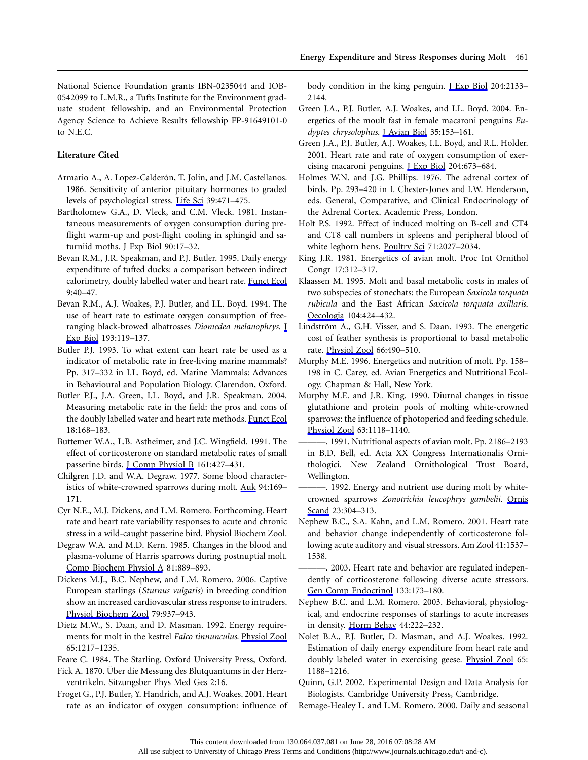National Science Foundation grants IBN-0235044 and IOB-0542099 to L.M.R., a Tufts Institute for the Environment graduate student fellowship, and an Environmental Protection Agency Science to Achieve Results fellowship FP-91649101-0 to N.E.C.

### Literature Cited

Armario A., A. Lopez-Calderón, T. Jolin, and J.M. Castellanos. 1986. Sensitivity of anterior pituitary hormones to graded levels of psychological stress. Life Sci 39:471–475.

Bartholomew G.A., D. Vleck, and C.M. Vleck. 1981. Instantaneous measurements of oxygen consumption during preflight warm-up and post-flight cooling in sphingid and saturniid moths. J Exp Biol 90:17–32.

Bevan R.M., J.R. Speakman, and P.J. Butler. 1995. Daily energy expenditure of tufted ducks: a comparison between indirect calorimetry, doubly labelled water and heart rate. Funct Ecol 9:40–47.

Bevan R.M., A.J. Woakes, P.J. Butler, and I.L. Boyd. 1994. The use of heart rate to estimate oxygen consumption of free-ranging black-browed albatrosses *Diomedea melanophrys*. J Exp Biol 193:119–137.

Butler P.J. 1993. To what extent can heart rate be used as a indicator of metabolic rate in free-living marine mammals? Pp. 317–332 in I.L. Boyd, ed. Marine Mammals: Advances in Behavioural and Population Biology. Clarendon, Oxford.

Butler P.J., J.A. Green, I.L. Boyd, and J.R. Speakman. 2004. Measuring metabolic rate in the field: the pros and cons of the doubly labelled water and heart rate methods. Funct Ecol 18:168–183.

Buttemer W.A., L.B. Astheimer, and J.C. Wingfield. 1991. The effect of corticosterone on standard metabolic rates of small passerine birds. J Comp Physiol B 161:427–431.

Chilgren J.D. and W.A. Degraw. 1977. Some blood characteristics of white-crowned sparrows during molt. Auk 94:169–171.

Cyr N.E., M.J. Dickens, and L.M. Romero. Forthcoming. Heart rate and heart rate variability responses to acute and chronic stress in a wild-caught passerine bird. Physiol Biochem Zool.

Degraw W.A. and M.D. Kern. 1985. Changes in the blood and plasma-volume of Harris sparrows during postnuptial molt. Comp Biochem Physiol A 81:889–893.

Dickens M.J., B.C. Nephew, and L.M. Romero. 2006. Captive European starlings (*Sturnus vulgaris*) in breeding condition show an increased cardiovascular stress response to intruders. Physiol Biochem Zool 79:937–943.

Dietz M.W., S. Daan, and D. Masman. 1992. Energy requirements for molt in the kestrel *Falco tinnunculus*. Physiol Zool 65:1217–1235.

Feare C. 1984. The Starling. Oxford University Press, Oxford.

Fick A. 1870. Über die Messung des Blutquantums in der Herzventrikeln. Sitzungsber Phys Med Ges 2:16.

Froget G., P.J. Butler, Y. Handrich, and A.J. Woakes. 2001. Heart rate as an indicator of oxygen consumption: influence of body condition in the king penguin. J Exp Biol 204:2133–2144.

Green J.A., P.J. Butler, A.J. Woakes, and I.L. Boyd. 2004. Energetics of the moult fast in female macaroni penguins *Eudyptes chrysolophus*. J Avian Biol 35:153–161.

Green J.A., P.J. Butler, A.J. Woakes, I.L. Boyd, and R.L. Holder. 2001. Heart rate and rate of oxygen consumption of exercising macaroni penguins. J Exp Biol 204:673–684.

Holmes W.N. and J.G. Phillips. 1976. The adrenal cortex of birds. Pp. 293–420 in I. Chester-Jones and I.W. Henderson, eds. General, Comparative, and Clinical Endocrinology of the Adrenal Cortex. Academic Press, London.

Holt P.S. 1992. Effect of induced molting on B-cell and CT4 and CT8 call numbers in spleens and peripheral blood of white leghorn hens. Poultry Sci 71:2027–2034.

King J.R. 1981. Energetics of avian molt. Proc Int Ornithol Congr 17:312–317.

Klaassen M. 1995. Molt and basal metabolic costs in males of two subspecies of stonechats: the European *Saxicola torquata rubicula* and the East African *Saxicola torquata axillaris*. Oecologia 104:424–432.

Lindström A., G.H. Visser, and S. Daan. 1993. The energetic cost of feather synthesis is proportional to basal metabolic rate. Physiol Zool 66:490–510.

Murphy M.E. 1996. Energetics and nutrition of molt. Pp. 158–198 in C. Carey, ed. Avian Energetics and Nutritional Ecology. Chapman & Hall, New York.

Murphy M.E. and J.R. King. 1990. Diurnal changes in tissue glutathione and protein pools of molting white-crowned sparrows: the influence of photoperiod and feeding schedule. Physiol Zool 63:1118–1140.

———. 1991. Nutritional aspects of avian molt. Pp. 2186–2193 in B.D. Bell, ed. Acta XX Congress Internationalis Ornithologici. New Zealand Ornithological Trust Board, Wellington.

———. 1992. Energy and nutrient use during molt by white-crowned sparrows *Zonotrichia leucophrys gambelii*. Ornis Scand 23:304–313.

Nephew B.C., S.A. Kahn, and L.M. Romero. 2001. Heart rate and behavior change independently of corticosterone following acute auditory and visual stressors. Am Zool 41:1537–1538.

———. 2003. Heart rate and behavior are regulated independently of corticosterone following diverse acute stressors. Gen Comp Endocrinol 133:173–180.

Nephew B.C. and L.M. Romero. 2003. Behavioral, physiological, and endocrine responses of starlings to acute increases in density. Horm Behav 44:222–232.

Nolet B.A., P.J. Butler, D. Masman, and A.J. Woakes. 1992. Estimation of daily energy expenditure from heart rate and doubly labeled water in exercising geese. Physiol Zool 65:1188–1216.

Quinn, G.P. 2002. Experimental Design and Data Analysis for Biologists. Cambridge University Press, Cambridge.

Remage-Healey L. and L.M. Romero. 2000. Daily and seasonal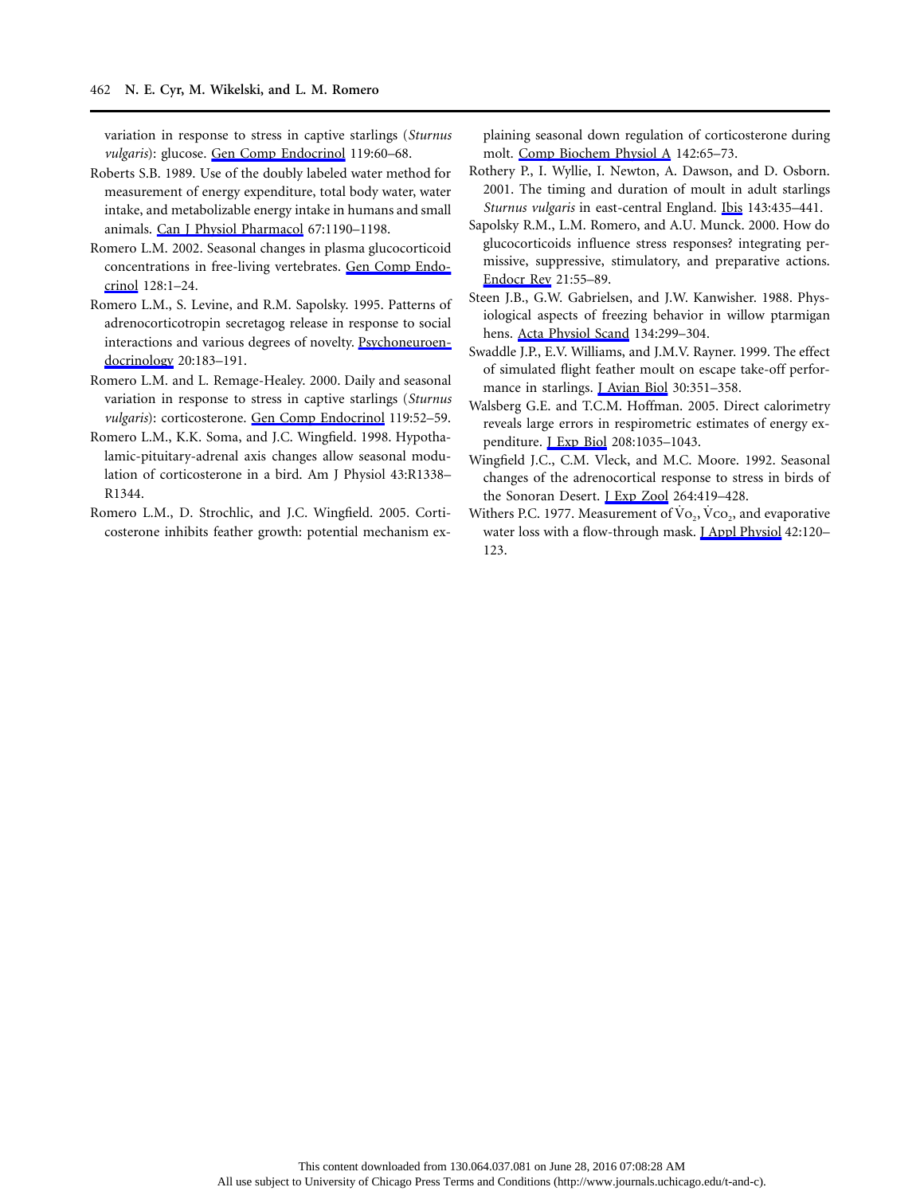variation in response to stress in captive starlings (*Sturnus vulgaris*): glucose. Gen Comp Endocrinol 119:60–68.

Roberts S.B. 1989. Use of the doubly labeled water method for measurement of energy expenditure, total body water, water intake, and metabolizable energy intake in humans and small animals. Can J Physiol Pharmacol 67:1190–1198.

Romero L.M. 2002. Seasonal changes in plasma glucocorticoid concentrations in free-living vertebrates. Gen Comp Endocrinol 128:1–24.

Romero L.M., S. Levine, and R.M. Sapolsky. 1995. Patterns of adrenocorticotropin secretagog release in response to social interactions and various degrees of novelty. Psychoneuroendocrinology 20:183–191.

Romero L.M. and L. Remage-Healey. 2000. Daily and seasonal variation in response to stress in captive starlings (*Sturnus vulgaris*): corticosterone. Gen Comp Endocrinol 119:52–59.

Romero L.M., K.K. Soma, and J.C. Wingfield. 1998. Hypothalamic-pituitary-adrenal axis changes allow seasonal modulation of corticosterone in a bird. Am J Physiol 43:R1338–R1344.

Romero L.M., D. Strochlic, and J.C. Wingfield. 2005. Corticosterone inhibits feather growth: potential mechanism explaining seasonal down regulation of corticosterone during molt. Comp Biochem Physiol A 142:65–73.

Rothery P., I. Wyllie, I. Newton, A. Dawson, and D. Osborn. 2001. The timing and duration of moult in adult starlings *Sturnus vulgaris* in east-central England. Ibis 143:435–441.

Sapolsky R.M., L.M. Romero, and A.U. Munck. 2000. How do glucocorticoids influence stress responses? integrating permissive, suppressive, stimulatory, and preparative actions. Endocr Rev 21:55–89.

Steen J.B., G.W. Gabrielsen, and J.W. Kanwisher. 1988. Physiological aspects of freezing behavior in willow ptarmigan hens. Acta Physiol Scand 134:299–304.

Swaddle J.P., E.V. Williams, and J.M.V. Rayner. 1999. The effect of simulated flight feather moult on escape take-off performance in starlings. J Avian Biol 30:351–358.

Walsberg G.E. and T.C.M. Hoffman. 2005. Direct calorimetry reveals large errors in respirometric estimates of energy expenditure. J Exp Biol 208:1035–1043.

Wingfield J.C., C.M. Vleck, and M.C. Moore. 1992. Seasonal changes of the adrenocortical response to stress in birds of the Sonoran Desert. J Exp Zool 264:419–428.

Withers P.C. 1977. Measurement of $\dot{V}O_2$, $\dot{V}CO_2$, and evaporative water loss with a flow-through mask. J Appl Physiol 42:120–123.